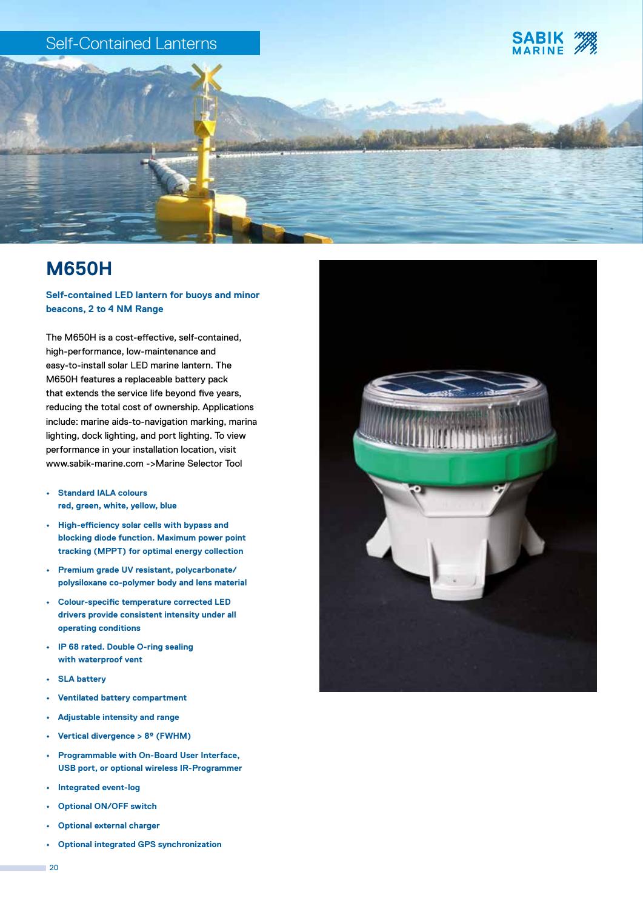Self-Contained Lanterns

# M650H

**Self-contained LED lantern for buoys and minor beacons, 2 to 4 NM Range**

The M650H is a cost-effective, self-contained, high-performance, low-maintenance and easy-to-install solar LED marine lantern. The M650H features a replaceable battery pack that extends the service life beyond five years, reducing the total cost of ownership. Applications include: marine aids-to-navigation marking, marina lighting, dock lighting, and port lighting. To view performance in your installation location, visit www.sabik-marine.com ->Marine Selector Tool

- **Standard IALA colours red, green, white, yellow, blue**
- **High-efficiency solar cells with bypass and blocking diode function. Maximum power point tracking (MPPT) for optimal energy collection**
- **Premium grade UV resistant, polycarbonate/ polysiloxane co-polymer body and lens material**
- **Colour-specific temperature corrected LED drivers provide consistent intensity under all operating conditions**
- **IP 68 rated. Double O-ring sealing with waterproof vent**
- **SLA battery**
- **Ventilated battery compartment**
- **Adjustable intensity and range**
- **Vertical divergence > 8° (FWHM)**
- **Programmable with On-Board User Interface, USB port, or optional wireless IR-Programmer**
- **Integrated event-log**
- **Optional ON/OFF switch**
- **Optional external charger**
- **Optional integrated GPS synchronization**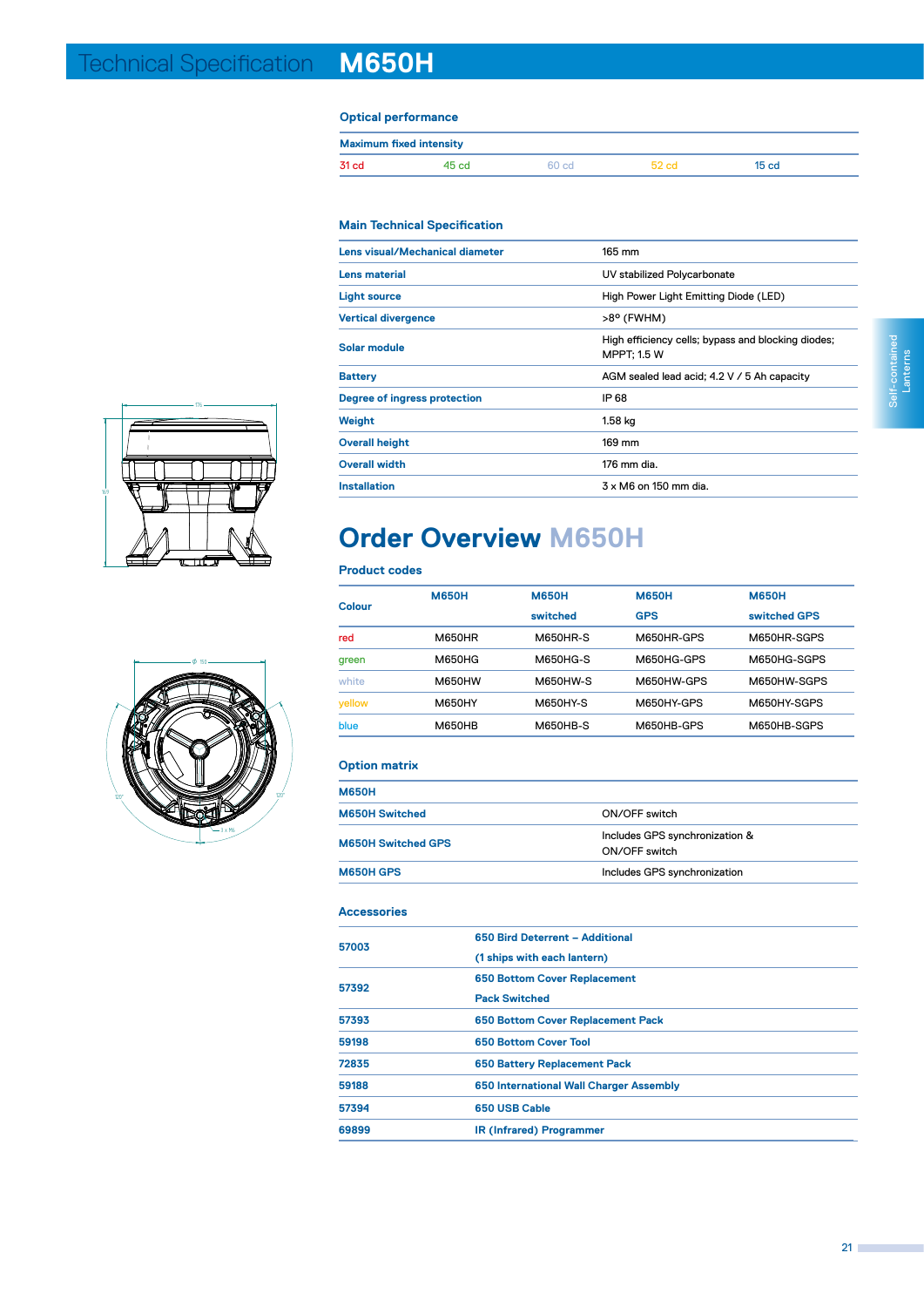# Technical Specification M650H

## Optical performance

| Maximum fixed intensity | | | | |
|---|---|---|---|---|
| 31 cd | 45 cd | 60 cd | 52 cd | 15 cd |

## Main Technical Specification

| | |
|---|---|
| Lens visual/Mechanical diameter | 165 mm |
| Lens material | UV stabilized Polycarbonate |
| Light source | High Power Light Emitting Diode (LED) |
| Vertical divergence | >8° (FWHM) |
| Solar module | High efficiency cells; bypass and blocking diodes; MPPT; 1.5 W |
| Battery | AGM sealed lead acid; 4.2 V / 5 Ah capacity |
| Degree of ingress protection | IP 68 |
| Weight | 1.58 kg |
| Overall height | 169 mm |
| Overall width | 176 mm dia. |
| Installation | 3 x M6 on 150 mm dia. |

Self-contained Lanterns

# Order Overview M650H

## Product codes

| Colour | M650H | M650H switched | M650H GPS | M650H switched GPS |
|---|---|---|---|---|
| red | M650HR | M650HR-S | M650HR-GPS | M650HR-SGPS |
| green | M650HG | M650HG-S | M650HG-GPS | M650HG-SGPS |
| white | M650HW | M650HW-S | M650HW-GPS | M650HW-SGPS |
| yellow | M650HY | M650HY-S | M650HY-GPS | M650HY-SGPS |
| blue | M650HB | M650HB-S | M650HB-GPS | M650HB-SGPS |

## Option matrix

| | |
|---|---|
| M650H | |
| M650H Switched | ON/OFF switch |
| M650H Switched GPS | Includes GPS synchronization & ON/OFF switch |
| M650H GPS | Includes GPS synchronization |

## Accessories

| | |
|---|---|
| 57003 | 650 Bird Deterrent – Additional (1 ships with each lantern) |
| 57392 | 650 Bottom Cover Replacement Pack Switched |
| 57393 | 650 Bottom Cover Replacement Pack |
| 59198 | 650 Bottom Cover Tool |
| 72835 | 650 Battery Replacement Pack |
| 59188 | 650 International Wall Charger Assembly |
| 57394 | 650 USB Cable |
| 69899 | IR (Infrared) Programmer |